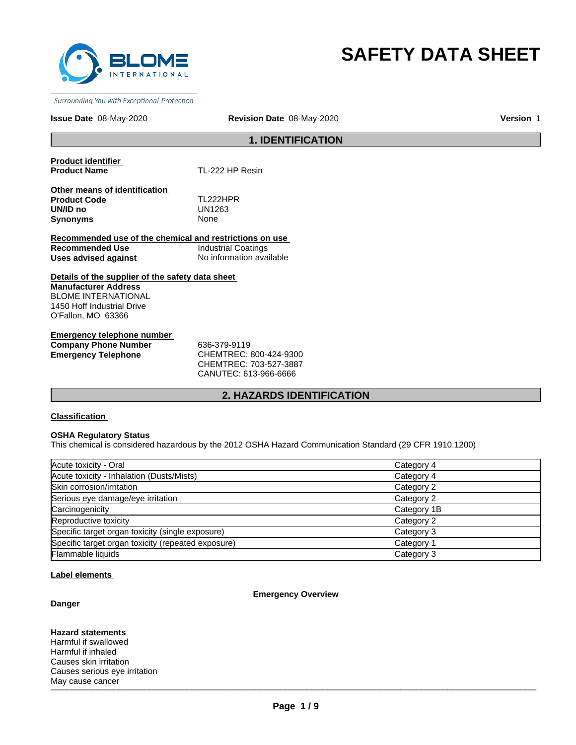BLOME INTERNATIONAL

Surrounding You with Exceptional Protection

# SAFETY DATA SHEET

**Issue Date** 08-May-2020 **Revision Date** 08-May-2020 **Version** 1

## 1. IDENTIFICATION

**Product identifier**

**Product Name** TL-222 HP Resin

**Other means of identification**

**Product Code** TL222HPR

**UN/ID no** UN1263

**Synonyms** None

**Recommended use of the chemical and restrictions on use**

**Recommended Use** Industrial Coatings

**Uses advised against** No information available

**Details of the supplier of the safety data sheet**

**Manufacturer Address**
BLOME INTERNATIONAL
1450 Hoff Industrial Drive
O'Fallon, MO 63366

**Emergency telephone number**

**Company Phone Number** 636-379-9119

**Emergency Telephone** CHEMTREC: 800-424-9300
CHEMTREC: 703-527-3887
CANUTEC: 613-966-6666

## 2. HAZARDS IDENTIFICATION

**Classification**

**OSHA Regulatory Status**
This chemical is considered hazardous by the 2012 OSHA Hazard Communication Standard (29 CFR 1910.1200)

| Hazard | Category |
| --- | --- |
| Acute toxicity - Oral | Category 4 |
| Acute toxicity - Inhalation (Dusts/Mists) | Category 4 |
| Skin corrosion/irritation | Category 2 |
| Serious eye damage/eye irritation | Category 2 |
| Carcinogenicity | Category 1B |
| Reproductive toxicity | Category 2 |
| Specific target organ toxicity (single exposure) | Category 3 |
| Specific target organ toxicity (repeated exposure) | Category 1 |
| Flammable liquids | Category 3 |

**Label elements**

**Emergency Overview**

**Danger**

**Hazard statements**
Harmful if swallowed
Harmful if inhaled
Causes skin irritation
Causes serious eye irritation
May cause cancer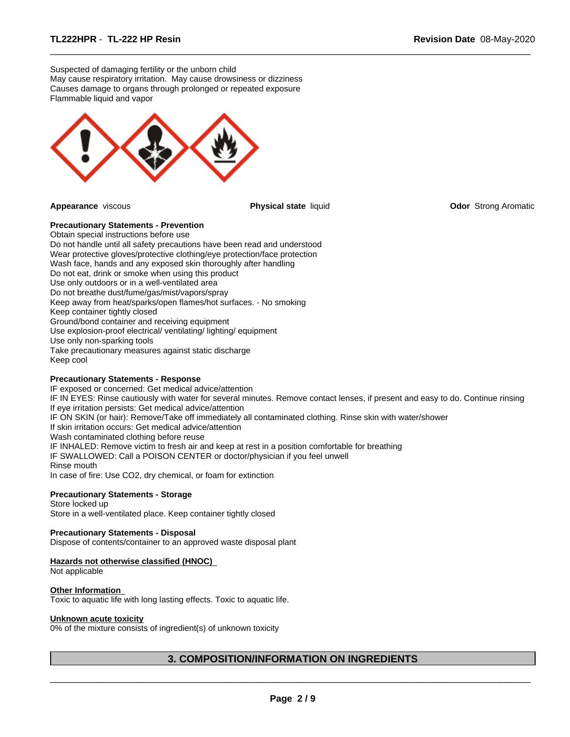Suspected of damaging fertility or the unborn child
May cause respiratory irritation. May cause drowsiness or dizziness
Causes damage to organs through prolonged or repeated exposure
Flammable liquid and vapor

**Appearance** viscous

**Physical state** liquid

**Odor** Strong Aromatic

**Precautionary Statements - Prevention**
Obtain special instructions before use
Do not handle until all safety precautions have been read and understood
Wear protective gloves/protective clothing/eye protection/face protection
Wash face, hands and any exposed skin thoroughly after handling
Do not eat, drink or smoke when using this product
Use only outdoors or in a well-ventilated area
Do not breathe dust/fume/gas/mist/vapors/spray
Keep away from heat/sparks/open flames/hot surfaces. - No smoking
Keep container tightly closed
Ground/bond container and receiving equipment
Use explosion-proof electrical/ ventilating/ lighting/ equipment
Use only non-sparking tools
Take precautionary measures against static discharge
Keep cool

**Precautionary Statements - Response**
IF exposed or concerned: Get medical advice/attention
IF IN EYES: Rinse cautiously with water for several minutes. Remove contact lenses, if present and easy to do. Continue rinsing
If eye irritation persists: Get medical advice/attention
IF ON SKIN (or hair): Remove/Take off immediately all contaminated clothing. Rinse skin with water/shower
If skin irritation occurs: Get medical advice/attention
Wash contaminated clothing before reuse
IF INHALED: Remove victim to fresh air and keep at rest in a position comfortable for breathing
IF SWALLOWED: Call a POISON CENTER or doctor/physician if you feel unwell
Rinse mouth
In case of fire: Use CO2, dry chemical, or foam for extinction

**Precautionary Statements - Storage**
Store locked up
Store in a well-ventilated place. Keep container tightly closed

**Precautionary Statements - Disposal**
Dispose of contents/container to an approved waste disposal plant

**Hazards not otherwise classified (HNOC)**
Not applicable

**Other Information**
Toxic to aquatic life with long lasting effects. Toxic to aquatic life.

**Unknown acute toxicity**
0% of the mixture consists of ingredient(s) of unknown toxicity

## 3. COMPOSITION/INFORMATION ON INGREDIENTS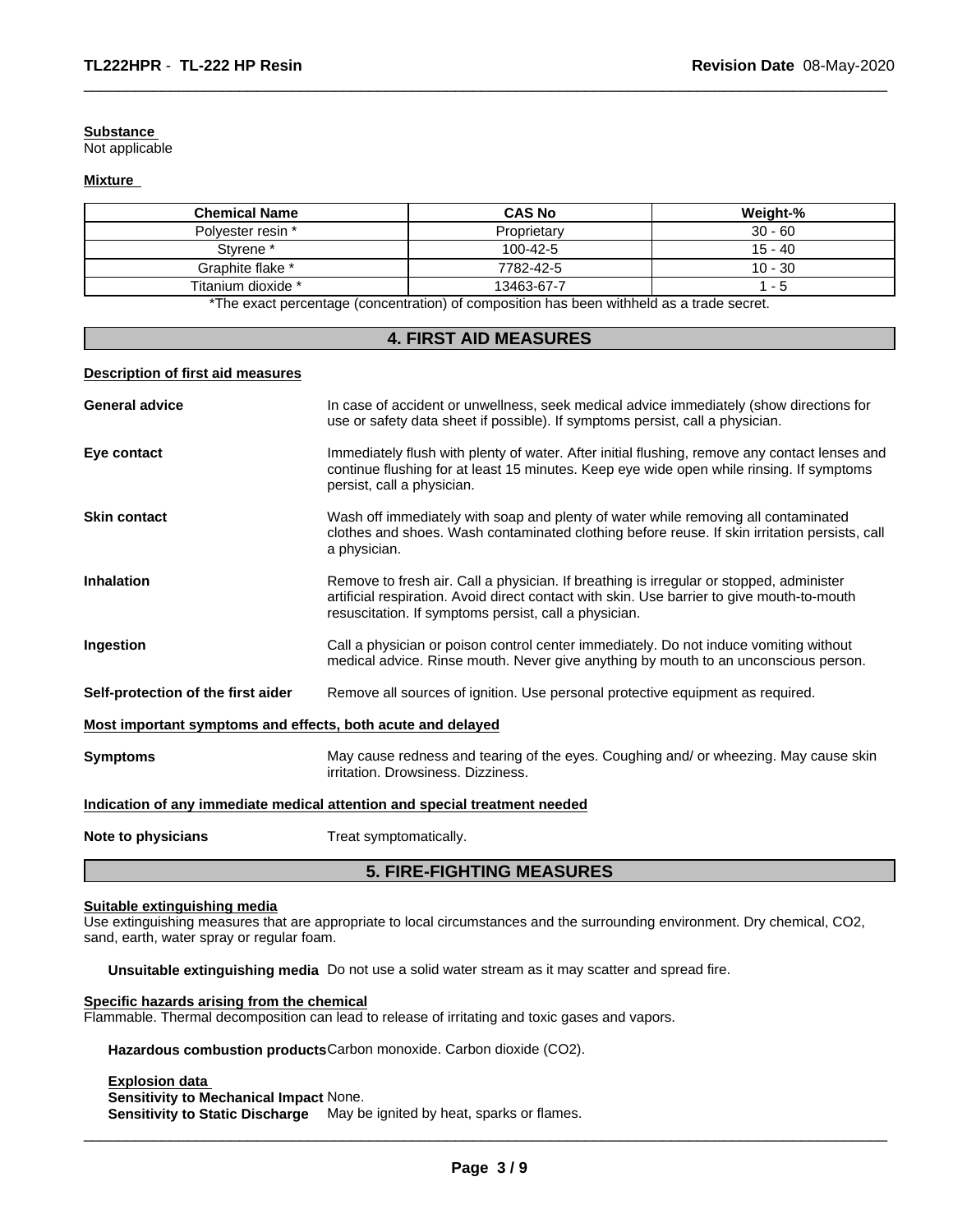**Substance**
Not applicable

**Mixture**

| Chemical Name | CAS No | Weight-% |
| --- | --- | --- |
| Polyester resin * | Proprietary | 30 - 60 |
| Styrene * | 100-42-5 | 15 - 40 |
| Graphite flake * | 7782-42-5 | 10 - 30 |
| Titanium dioxide * | 13463-67-7 | 1 - 5 |

*The exact percentage (concentration) of composition has been withheld as a trade secret.

## 4. FIRST AID MEASURES

**Description of first aid measures**

**General advice** In case of accident or unwellness, seek medical advice immediately (show directions for use or safety data sheet if possible). If symptoms persist, call a physician.

**Eye contact** Immediately flush with plenty of water. After initial flushing, remove any contact lenses and continue flushing for at least 15 minutes. Keep eye wide open while rinsing. If symptoms persist, call a physician.

**Skin contact** Wash off immediately with soap and plenty of water while removing all contaminated clothes and shoes. Wash contaminated clothing before reuse. If skin irritation persists, call a physician.

**Inhalation** Remove to fresh air. Call a physician. If breathing is irregular or stopped, administer artificial respiration. Avoid direct contact with skin. Use barrier to give mouth-to-mouth resuscitation. If symptoms persist, call a physician.

**Ingestion** Call a physician or poison control center immediately. Do not induce vomiting without medical advice. Rinse mouth. Never give anything by mouth to an unconscious person.

**Self-protection of the first aider** Remove all sources of ignition. Use personal protective equipment as required.

**Most important symptoms and effects, both acute and delayed**

**Symptoms** May cause redness and tearing of the eyes. Coughing and/ or wheezing. May cause skin irritation. Drowsiness. Dizziness.

**Indication of any immediate medical attention and special treatment needed**

**Note to physicians** Treat symptomatically.

## 5. FIRE-FIGHTING MEASURES

**Suitable extinguishing media**
Use extinguishing measures that are appropriate to local circumstances and the surrounding environment. Dry chemical, $CO_2$, sand, earth, water spray or regular foam.

**Unsuitable extinguishing media** Do not use a solid water stream as it may scatter and spread fire.

**Specific hazards arising from the chemical**
Flammable. Thermal decomposition can lead to release of irritating and toxic gases and vapors.

**Hazardous combustion products** Carbon monoxide. Carbon dioxide ($CO_2$).

**Explosion data**
**Sensitivity to Mechanical Impact** None.
**Sensitivity to Static Discharge** May be ignited by heat, sparks or flames.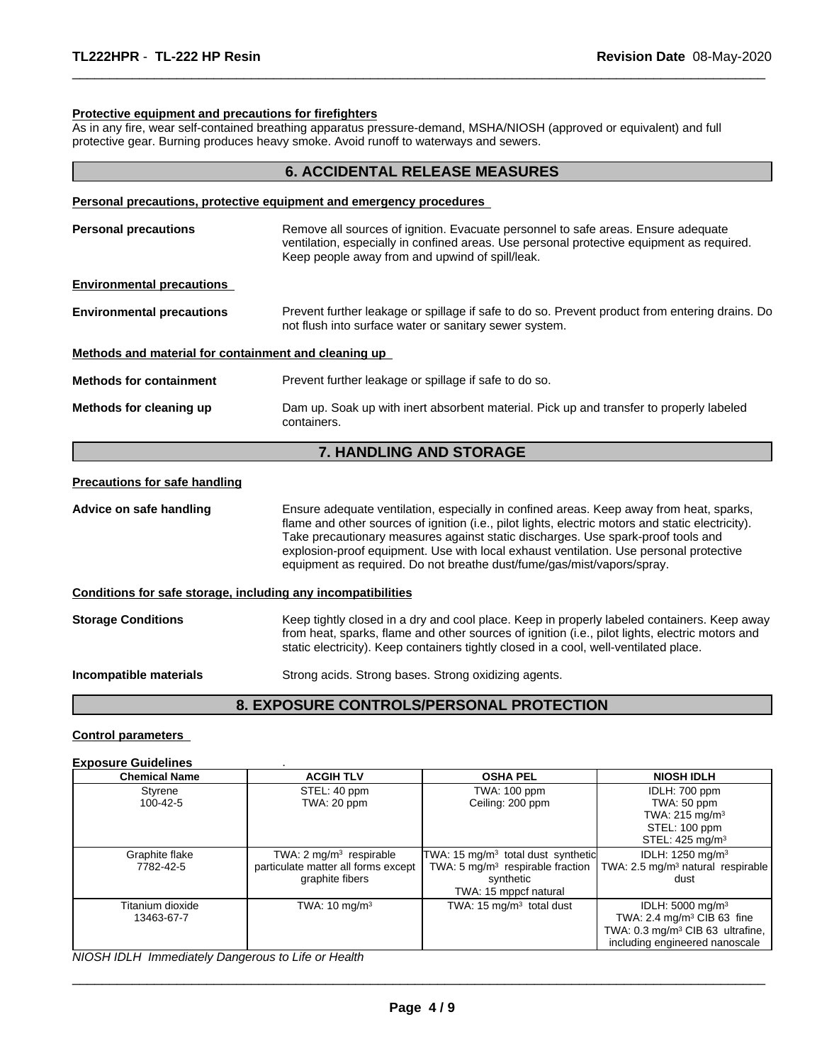**Protective equipment and precautions for firefighters**

As in any fire, wear self-contained breathing apparatus pressure-demand, MSHA/NIOSH (approved or equivalent) and full protective gear. Burning produces heavy smoke. Avoid runoff to waterways and sewers.

## 6. ACCIDENTAL RELEASE MEASURES

**Personal precautions, protective equipment and emergency procedures**

**Personal precautions** Remove all sources of ignition. Evacuate personnel to safe areas. Ensure adequate ventilation, especially in confined areas. Use personal protective equipment as required. Keep people away from and upwind of spill/leak.

**Environmental precautions**

**Environmental precautions** Prevent further leakage or spillage if safe to do so. Prevent product from entering drains. Do not flush into surface water or sanitary sewer system.

**Methods and material for containment and cleaning up**

**Methods for containment** Prevent further leakage or spillage if safe to do so.

**Methods for cleaning up** Dam up. Soak up with inert absorbent material. Pick up and transfer to properly labeled containers.

## 7. HANDLING AND STORAGE

**Precautions for safe handling**

**Advice on safe handling** Ensure adequate ventilation, especially in confined areas. Keep away from heat, sparks, flame and other sources of ignition (i.e., pilot lights, electric motors and static electricity). Take precautionary measures against static discharges. Use spark-proof tools and explosion-proof equipment. Use with local exhaust ventilation. Use personal protective equipment as required. Do not breathe dust/fume/gas/mist/vapors/spray.

**Conditions for safe storage, including any incompatibilities**

**Storage Conditions** Keep tightly closed in a dry and cool place. Keep in properly labeled containers. Keep away from heat, sparks, flame and other sources of ignition (i.e., pilot lights, electric motors and static electricity). Keep containers tightly closed in a cool, well-ventilated place.

**Incompatible materials** Strong acids. Strong bases. Strong oxidizing agents.

## 8. EXPOSURE CONTROLS/PERSONAL PROTECTION

**Control parameters**

**Exposure Guidelines** .

| Chemical Name | ACGIH TLV | OSHA PEL | NIOSH IDLH |
|---|---|---|---|
| Styrene<br>100-42-5 | STEL: 40 ppm<br>TWA: 20 ppm | TWA: 100 ppm<br>Ceiling: 200 ppm | IDLH: 700 ppm<br>TWA: 50 ppm<br>TWA: 215 mg/m³<br>STEL: 100 ppm<br>STEL: 425 mg/m³ |
| Graphite flake<br>7782-42-5 | TWA: 2 mg/m³ respirable particulate matter all forms except graphite fibers | TWA: 15 mg/m³ total dust synthetic<br>TWA: 5 mg/m³ respirable fraction synthetic<br>TWA: 15 mppcf natural | IDLH: 1250 mg/m³<br>TWA: 2.5 mg/m³ natural respirable dust |
| Titanium dioxide<br>13463-67-7 | TWA: 10 mg/m³ | TWA: 15 mg/m³ total dust | IDLH: 5000 mg/m³<br>TWA: 2.4 mg/m³ CIB 63 fine<br>TWA: 0.3 mg/m³ CIB 63 ultrafine, including engineered nanoscale |

*NIOSH IDLH Immediately Dangerous to Life or Health*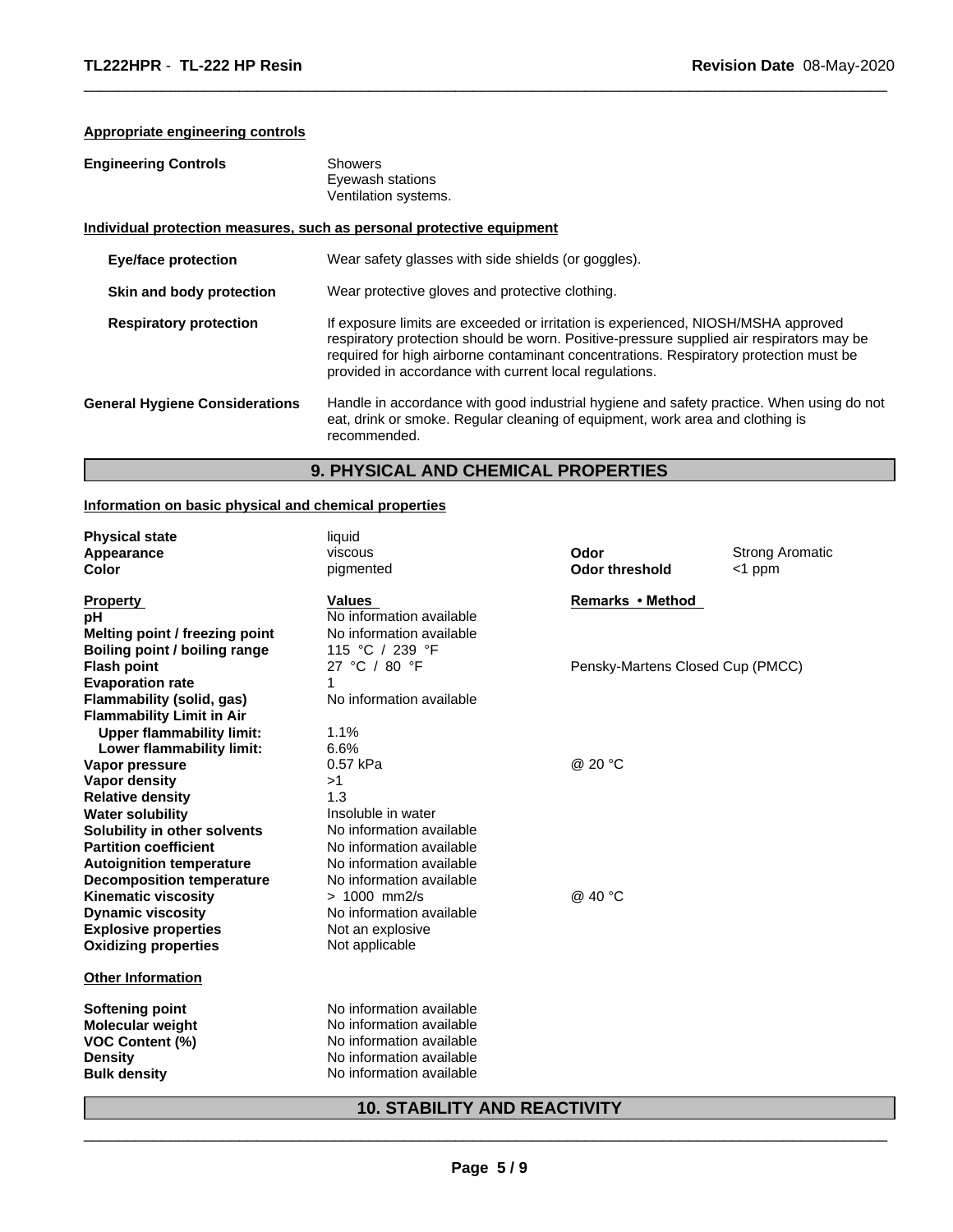**Appropriate engineering controls**

| | |
|---|---|
| **Engineering Controls** | Showers<br>Eyewash stations<br>Ventilation systems. |

**Individual protection measures, such as personal protective equipment**

| | |
|---|---|
| **Eye/face protection** | Wear safety glasses with side shields (or goggles). |
| **Skin and body protection** | Wear protective gloves and protective clothing. |
| **Respiratory protection** | If exposure limits are exceeded or irritation is experienced, NIOSH/MSHA approved respiratory protection should be worn. Positive-pressure supplied air respirators may be required for high airborne contaminant concentrations. Respiratory protection must be provided in accordance with current local regulations. |
| **General Hygiene Considerations** | Handle in accordance with good industrial hygiene and safety practice. When using do not eat, drink or smoke. Regular cleaning of equipment, work area and clothing is recommended. |

## 9. PHYSICAL AND CHEMICAL PROPERTIES

**Information on basic physical and chemical properties**

| | | | |
|---|---|---|---|
| **Physical state** | liquid | | |
| **Appearance** | viscous | **Odor** | Strong Aromatic |
| **Color** | pigmented | **Odor threshold** | <1 ppm |

| **Property** | **Values** | **Remarks • Method** |
|---|---|---|
| **pH** | No information available | |
| **Melting point / freezing point** | No information available | |
| **Boiling point / boiling range** | 115 °C / 239 °F | |
| **Flash point** | 27 °C / 80 °F | Pensky-Martens Closed Cup (PMCC) |
| **Evaporation rate** | 1 | |
| **Flammability (solid, gas)** | No information available | |
| **Flammability Limit in Air** | | |
| **Upper flammability limit:** | 1.1% | |
| **Lower flammability limit:** | 6.6% | |
| **Vapor pressure** | 0.57 kPa | @ 20 °C |
| **Vapor density** | >1 | |
| **Relative density** | 1.3 | |
| **Water solubility** | Insoluble in water | |
| **Solubility in other solvents** | No information available | |
| **Partition coefficient** | No information available | |
| **Autoignition temperature** | No information available | |
| **Decomposition temperature** | No information available | |
| **Kinematic viscosity** | > 1000 mm2/s | @ 40 °C |
| **Dynamic viscosity** | No information available | |
| **Explosive properties** | Not an explosive | |
| **Oxidizing properties** | Not applicable | |

**Other Information**

| | |
|---|---|
| **Softening point** | No information available |
| **Molecular weight** | No information available |
| **VOC Content (%)** | No information available |
| **Density** | No information available |
| **Bulk density** | No information available |

## 10. STABILITY AND REACTIVITY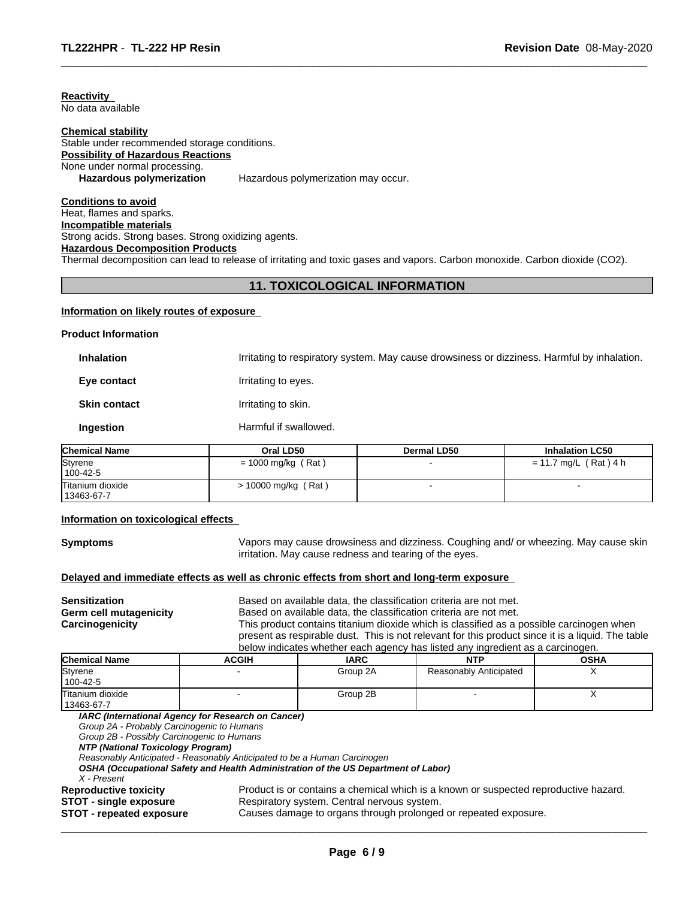**Reactivity**
No data available

**Chemical stability**
Stable under recommended storage conditions.

**Possibility of Hazardous Reactions**
None under normal processing.

**Hazardous polymerization** Hazardous polymerization may occur.

**Conditions to avoid**
Heat, flames and sparks.

**Incompatible materials**
Strong acids. Strong bases. Strong oxidizing agents.

**Hazardous Decomposition Products**
Thermal decomposition can lead to release of irritating and toxic gases and vapors. Carbon monoxide. Carbon dioxide ($CO_2$).

## 11. TOXICOLOGICAL INFORMATION

**Information on likely routes of exposure**

**Product Information**

**Inhalation** Irritating to respiratory system. May cause drowsiness or dizziness. Harmful by inhalation.

**Eye contact** Irritating to eyes.

**Skin contact** Irritating to skin.

**Ingestion** Harmful if swallowed.

| Chemical Name | Oral LD50 | Dermal LD50 | Inhalation LC50 |
|---|---|---|---|
| Styrene<br>100-42-5 | = 1000 mg/kg ( Rat ) | - | = 11.7 mg/L ( Rat ) 4 h |
| Titanium dioxide<br>13463-67-7 | > 10000 mg/kg ( Rat ) | - | - |

**Information on toxicological effects**

**Symptoms** Vapors may cause drowsiness and dizziness. Coughing and/ or wheezing. May cause skin irritation. May cause redness and tearing of the eyes.

**Delayed and immediate effects as well as chronic effects from short and long-term exposure**

**Sensitization** Based on available data, the classification criteria are not met.
**Germ cell mutagenicity** Based on available data, the classification criteria are not met.
**Carcinogenicity** This product contains titanium dioxide which is classified as a possible carcinogen when present as respirable dust. This is not relevant for this product since it is a liquid. The table below indicates whether each agency has listed any ingredient as a carcinogen.

| Chemical Name | ACGIH | IARC | NTP | OSHA |
|---|---|---|---|---|
| Styrene<br>100-42-5 | - | Group 2A | Reasonably Anticipated | X |
| Titanium dioxide<br>13463-67-7 | - | Group 2B | - | X |

***IARC (International Agency for Research on Cancer)***
*Group 2A - Probably Carcinogenic to Humans*
*Group 2B - Possibly Carcinogenic to Humans*
***NTP (National Toxicology Program)***
*Reasonably Anticipated - Reasonably Anticipated to be a Human Carcinogen*
***OSHA (Occupational Safety and Health Administration of the US Department of Labor)***
*X - Present*

**Reproductive toxicity** Product is or contains a chemical which is a known or suspected reproductive hazard.
**STOT - single exposure** Respiratory system. Central nervous system.
**STOT - repeated exposure** Causes damage to organs through prolonged or repeated exposure.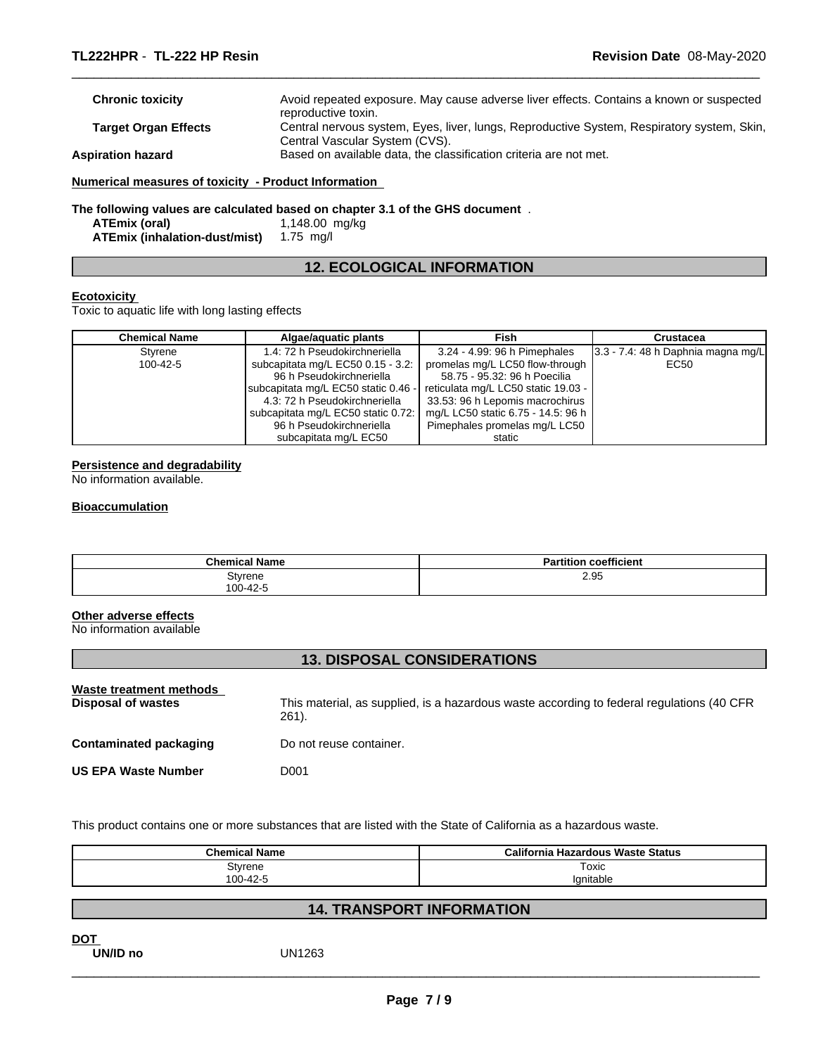| | |
|---|---|
| **Chronic toxicity** | Avoid repeated exposure. May cause adverse liver effects. Contains a known or suspected reproductive toxin. |
| **Target Organ Effects** | Central nervous system, Eyes, liver, lungs, Reproductive System, Respiratory system, Skin, Central Vascular System (CVS). |
| **Aspiration hazard** | Based on available data, the classification criteria are not met. |

**Numerical measures of toxicity - Product Information**

**The following values are calculated based on chapter 3.1 of the GHS document** .

**ATEmix (oral)** 1,148.00 mg/kg
**ATEmix (inhalation-dust/mist)** 1.75 mg/l

## 12. ECOLOGICAL INFORMATION

**Ecotoxicity**
Toxic to aquatic life with long lasting effects

| Chemical Name | Algae/aquatic plants | Fish | Crustacea |
|---|---|---|---|
| Styrene 100-42-5 | 1.4: 72 h Pseudokirchneriella subcapitata mg/L EC50 0.15 - 3.2: 96 h Pseudokirchneriella subcapitata mg/L EC50 static 0.46 - 4.3: 72 h Pseudokirchneriella subcapitata mg/L EC50 static 0.72: 96 h Pseudokirchneriella subcapitata mg/L EC50 | 3.24 - 4.99: 96 h Pimephales promelas mg/L LC50 flow-through 58.75 - 95.32: 96 h Poecilia reticulata mg/L LC50 static 19.03 - 33.53: 96 h Lepomis macrochirus mg/L LC50 static 6.75 - 14.5: 96 h Pimephales promelas mg/L LC50 static | 3.3 - 7.4: 48 h Daphnia magna mg/L EC50 |

**Persistence and degradability**
No information available.

**Bioaccumulation**

| Chemical Name | Partition coefficient |
|---|---|
| Styrene 100-42-5 | 2.95 |

**Other adverse effects**
No information available

## 13. DISPOSAL CONSIDERATIONS

**Waste treatment methods**

| | |
|---|---|
| **Disposal of wastes** | This material, as supplied, is a hazardous waste according to federal regulations (40 CFR 261). |
| **Contaminated packaging** | Do not reuse container. |
| **US EPA Waste Number** | D001 |

This product contains one or more substances that are listed with the State of California as a hazardous waste.

| Chemical Name | California Hazardous Waste Status |
|---|---|
| Styrene 100-42-5 | Toxic Ignitable |

## 14. TRANSPORT INFORMATION

**DOT**

**UN/ID no** UN1263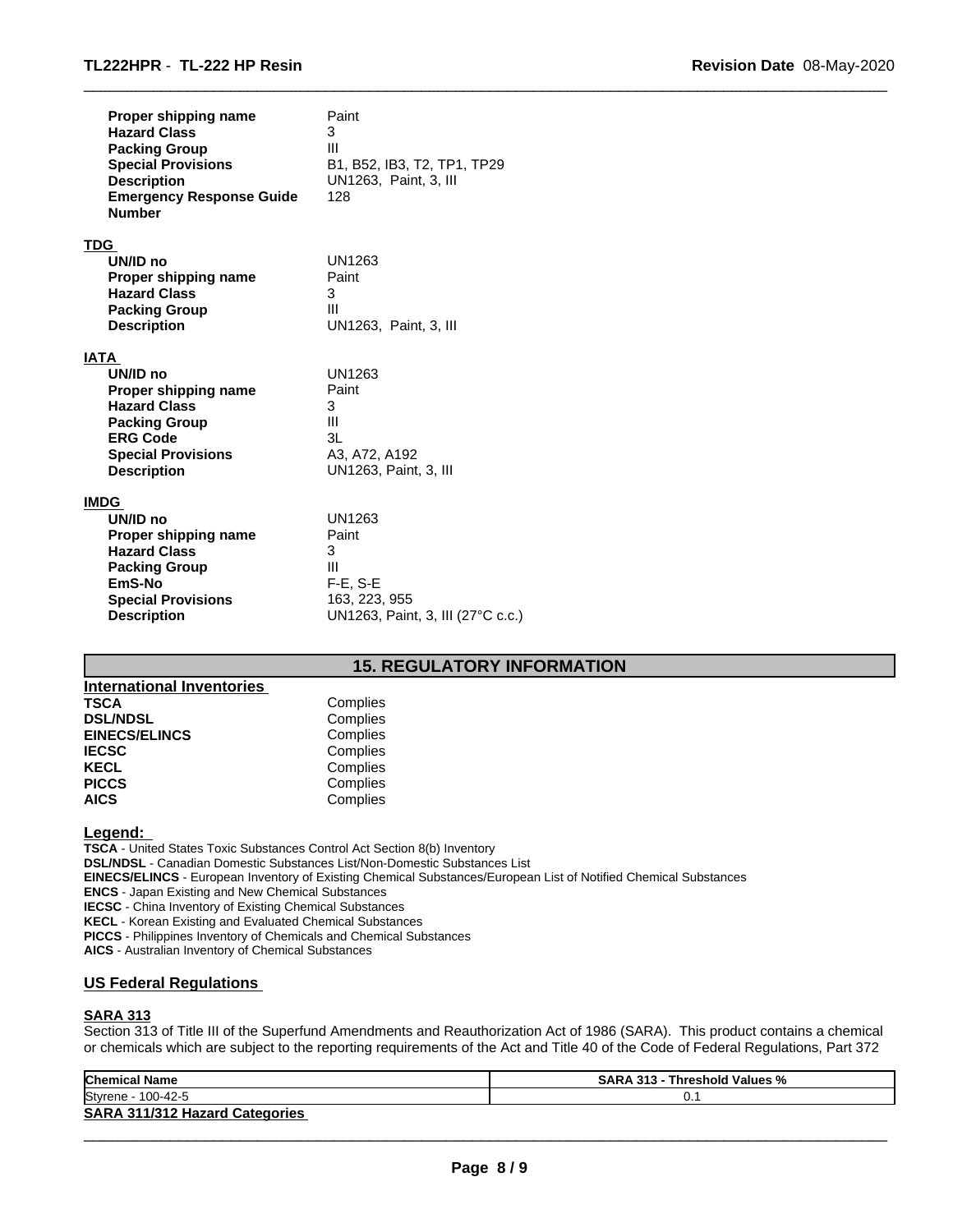| | |
|---|---|
| **Proper shipping name** | Paint |
| **Hazard Class** | 3 |
| **Packing Group** | III |
| **Special Provisions** | B1, B52, IB3, T2, TP1, TP29 |
| **Description** | UN1263, Paint, 3, III |
| **Emergency Response Guide Number** | 128 |

**TDG**

| | |
|---|---|
| **UN/ID no** | UN1263 |
| **Proper shipping name** | Paint |
| **Hazard Class** | 3 |
| **Packing Group** | III |
| **Description** | UN1263, Paint, 3, III |

**IATA**

| | |
|---|---|
| **UN/ID no** | UN1263 |
| **Proper shipping name** | Paint |
| **Hazard Class** | 3 |
| **Packing Group** | III |
| **ERG Code** | 3L |
| **Special Provisions** | A3, A72, A192 |
| **Description** | UN1263, Paint, 3, III |

**IMDG**

| | |
|---|---|
| **UN/ID no** | UN1263 |
| **Proper shipping name** | Paint |
| **Hazard Class** | 3 |
| **Packing Group** | III |
| **EmS-No** | F-E, S-E |
| **Special Provisions** | 163, 223, 955 |
| **Description** | UN1263, Paint, 3, III (27°C c.c.) |

## 15. REGULATORY INFORMATION

**International Inventories**

| | |
|---|---|
| **TSCA** | Complies |
| **DSL/NDSL** | Complies |
| **EINECS/ELINCS** | Complies |
| **IECSC** | Complies |
| **KECL** | Complies |
| **PICCS** | Complies |
| **AICS** | Complies |

**Legend:**

**TSCA** - United States Toxic Substances Control Act Section 8(b) Inventory
**DSL/NDSL** - Canadian Domestic Substances List/Non-Domestic Substances List
**EINECS/ELINCS** - European Inventory of Existing Chemical Substances/European List of Notified Chemical Substances
**ENCS** - Japan Existing and New Chemical Substances
**IECSC** - China Inventory of Existing Chemical Substances
**KECL** - Korean Existing and Evaluated Chemical Substances
**PICCS** - Philippines Inventory of Chemicals and Chemical Substances
**AICS** - Australian Inventory of Chemical Substances

### US Federal Regulations

**SARA 313**

Section 313 of Title III of the Superfund Amendments and Reauthorization Act of 1986 (SARA). This product contains a chemical or chemicals which are subject to the reporting requirements of the Act and Title 40 of the Code of Federal Regulations, Part 372

| Chemical Name | SARA 313 - Threshold Values % |
|---|---|
| Styrene - 100-42-5 | 0.1 |

**SARA 311/312 Hazard Categories**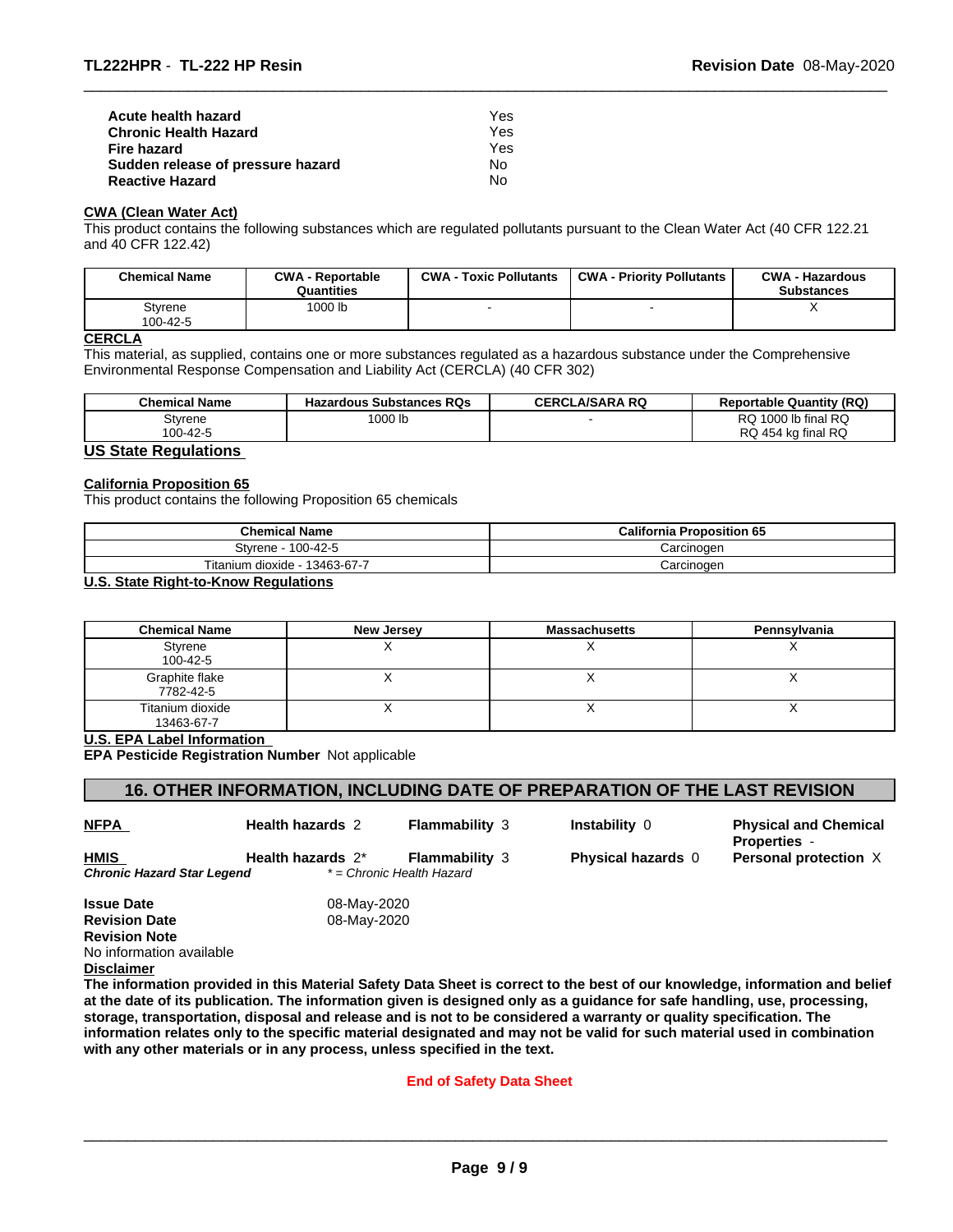| | |
|---|---|
| **Acute health hazard** | Yes |
| **Chronic Health Hazard** | Yes |
| **Fire hazard** | Yes |
| **Sudden release of pressure hazard** | No |
| **Reactive Hazard** | No |

**CWA (Clean Water Act)**

This product contains the following substances which are regulated pollutants pursuant to the Clean Water Act (40 CFR 122.21 and 40 CFR 122.42)

| Chemical Name | CWA - Reportable Quantities | CWA - Toxic Pollutants | CWA - Priority Pollutants | CWA - Hazardous Substances |
|---|---|---|---|---|
| Styrene 100-42-5 | 1000 lb | - | - | X |

**CERCLA**

This material, as supplied, contains one or more substances regulated as a hazardous substance under the Comprehensive Environmental Response Compensation and Liability Act (CERCLA) (40 CFR 302)

| Chemical Name | Hazardous Substances RQs | CERCLA/SARA RQ | Reportable Quantity (RQ) |
|---|---|---|---|
| Styrene 100-42-5 | 1000 lb | - | RQ 1000 lb final RQ RQ 454 kg final RQ |

**US State Regulations**

**California Proposition 65**

This product contains the following Proposition 65 chemicals

| Chemical Name | California Proposition 65 |
|---|---|
| Styrene - 100-42-5 | Carcinogen |
| Titanium dioxide - 13463-67-7 | Carcinogen |

**U.S. State Right-to-Know Regulations**

| Chemical Name | New Jersey | Massachusetts | Pennsylvania |
|---|---|---|---|
| Styrene 100-42-5 | X | X | X |
| Graphite flake 7782-42-5 | X | X | X |
| Titanium dioxide 13463-67-7 | X | X | X |

**U.S. EPA Label Information**

**EPA Pesticide Registration Number** Not applicable

## 16. OTHER INFORMATION, INCLUDING DATE OF PREPARATION OF THE LAST REVISION

| | | | | |
|---|---|---|---|---|
| **NFPA** | **Health hazards** 2 | **Flammability** 3 | **Instability** 0 | **Physical and Chemical Properties** - |
| **HMIS** | **Health hazards** 2* | **Flammability** 3 | **Physical hazards** 0 | **Personal protection** X |

***Chronic Hazard Star Legend*** *\* = Chronic Health Hazard*

**Issue Date** 08-May-2020

**Revision Date** 08-May-2020

**Revision Note**

No information available

**Disclaimer**

**The information provided in this Material Safety Data Sheet is correct to the best of our knowledge, information and belief at the date of its publication. The information given is designed only as a guidance for safe handling, use, processing, storage, transportation, disposal and release and is not to be considered a warranty or quality specification. The information relates only to the specific material designated and may not be valid for such material used in combination with any other materials or in any process, unless specified in the text.**

**End of Safety Data Sheet**